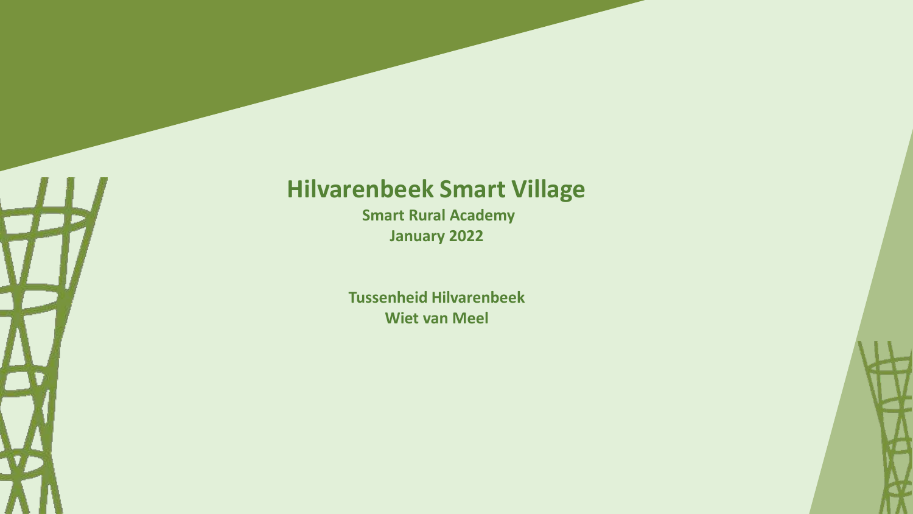# Hilvarenbeek Smart Village

**Smart Rural Academy**
**January 2022**

**Tussenheid Hilvarenbeek**
**Wiet van Meel**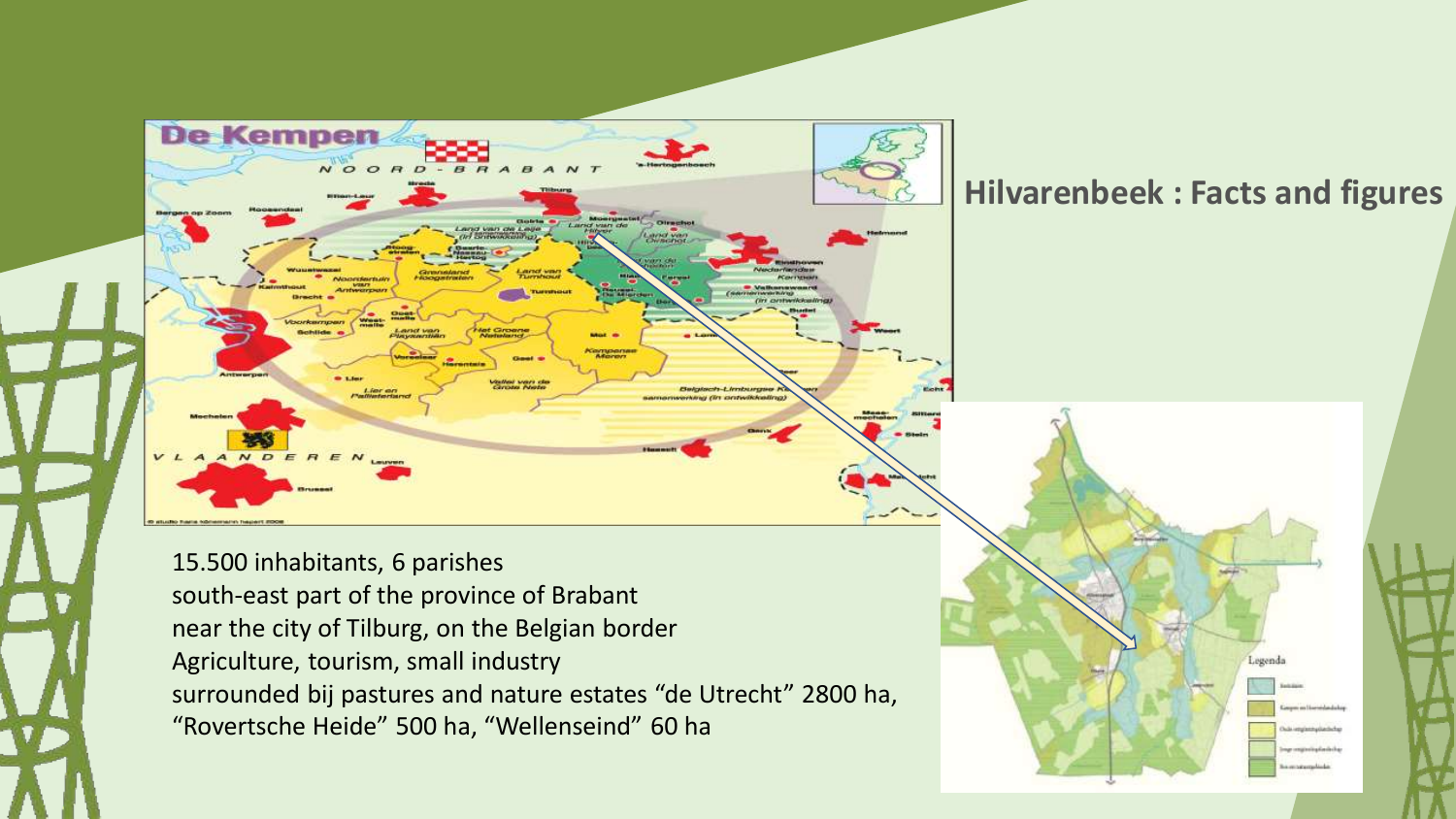## Hilvarenbeek : Facts and figures

15.500 inhabitants, 6 parishes
south-east part of the province of Brabant
near the city of Tilburg, on the Belgian border
Agriculture, tourism, small industry
surrounded bij pastures and nature estates “de Utrecht” 2800 ha, “Rovertsche Heide” 500 ha, “Wellenseind” 60 ha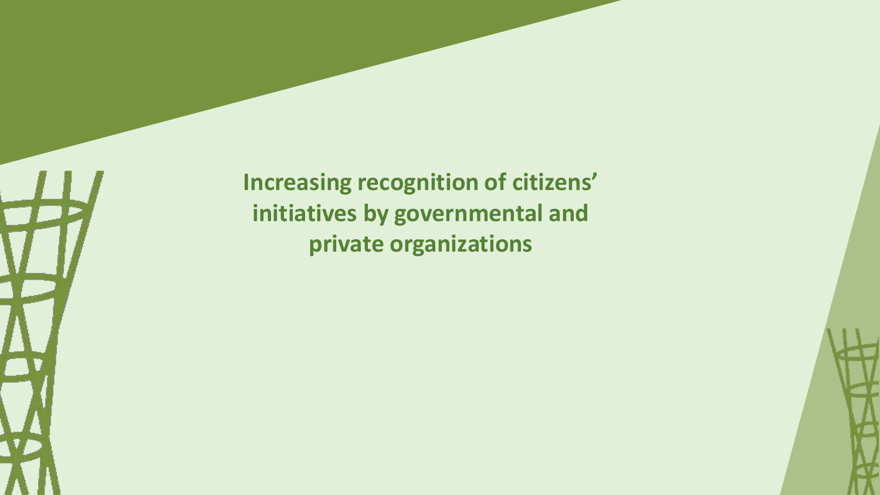**Increasing recognition of citizens' initiatives by governmental and private organizations**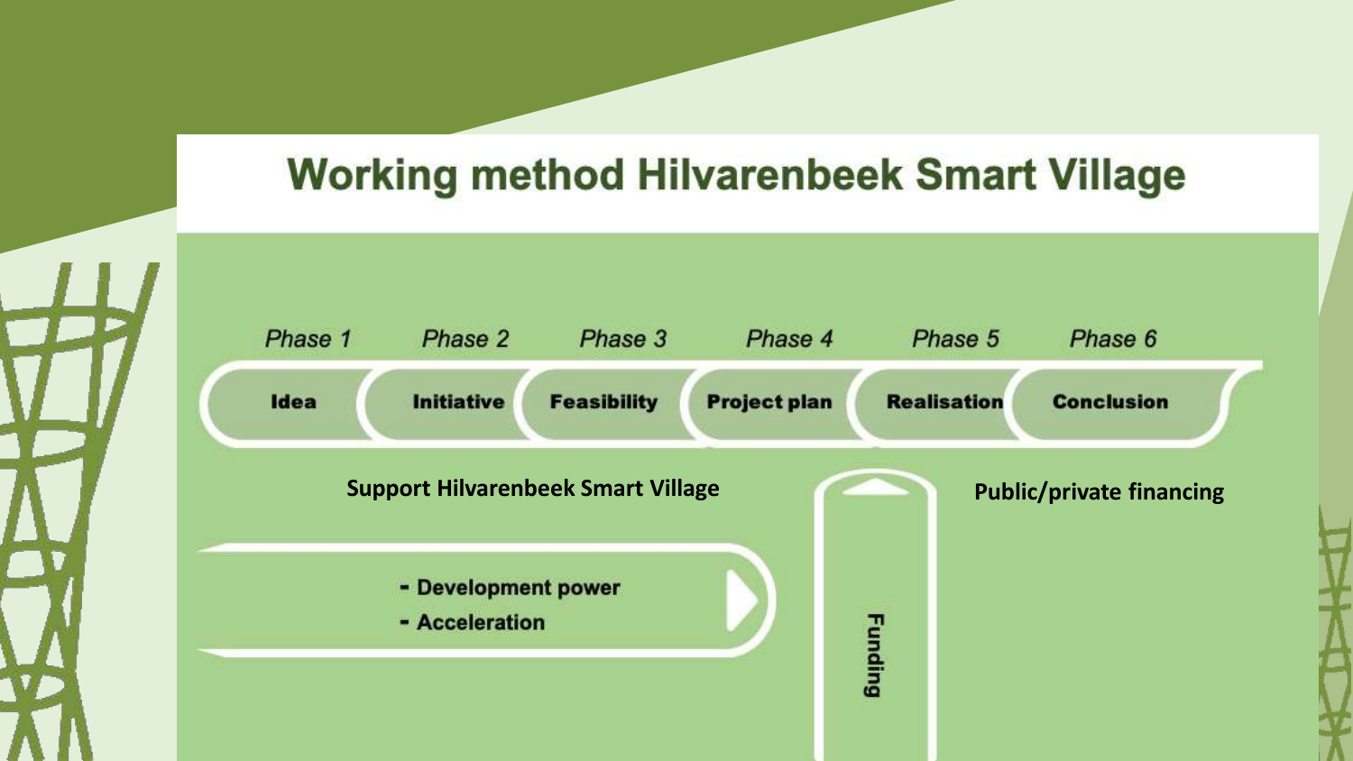# Working method Hilvarenbeek Smart Village

| *Phase 1* | *Phase 2* | *Phase 3* | *Phase 4* | *Phase 5* | *Phase 6* |
|---|---|---|---|---|---|
| **Idea** | **Initiative** | **Feasibility** | **Project plan** | **Realisation** | **Conclusion** |

**Support Hilvarenbeek Smart Village**

- **Development power**
- **Acceleration**

**Funding**

**Public/private financing**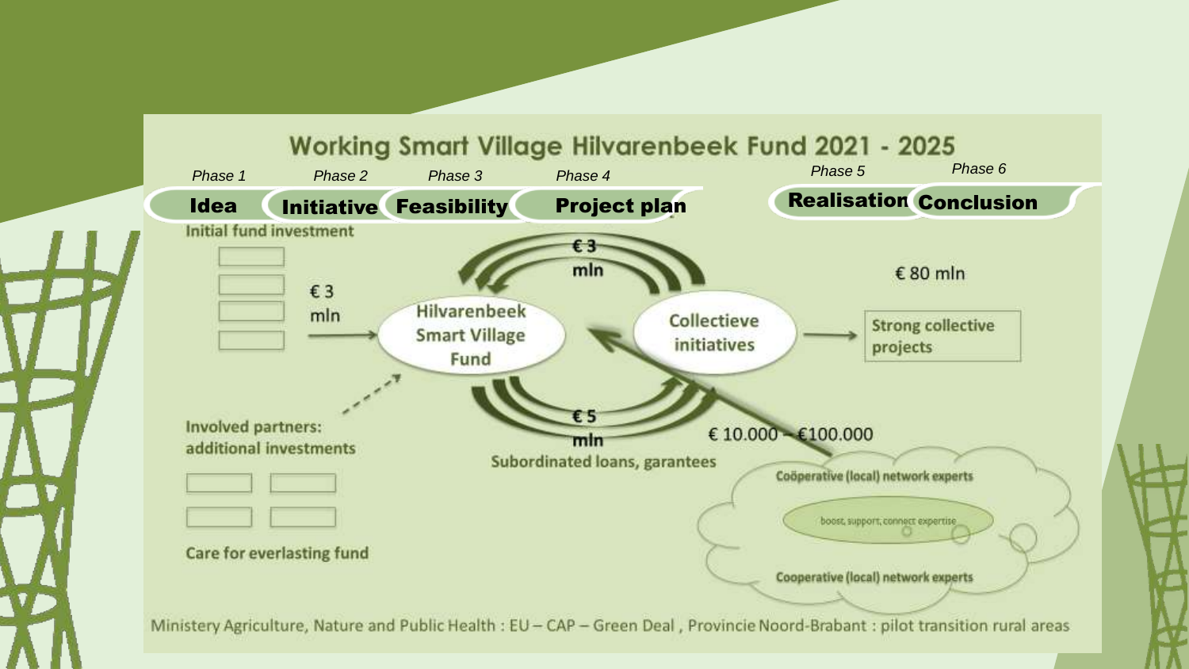# Working Smart Village Hilvarenbeek Fund 2021 - 2025

*Phase 1* **Idea** | *Phase 2* **Initiative** | *Phase 3* **Feasibility** | *Phase 4* **Project plan** | *Phase 5* **Realisation** | *Phase 6* **Conclusion**

Initial fund investment

€ 3 mln

Hilvarenbeek Smart Village Fund

€ 3 mln

Collectieve initiatives

€ 80 mln

Strong collective projects

€ 5 mln

Subordinated loans, garantees

€ 10.000 – €100.000

Involved partners: additional investments

Care for everlasting fund

Coöperative (local) network experts

boost, support, connect expertise

Cooperative (local) network experts

Ministery Agriculture, Nature and Public Health : EU – CAP – Green Deal , Provincie Noord-Brabant : pilot transition rural areas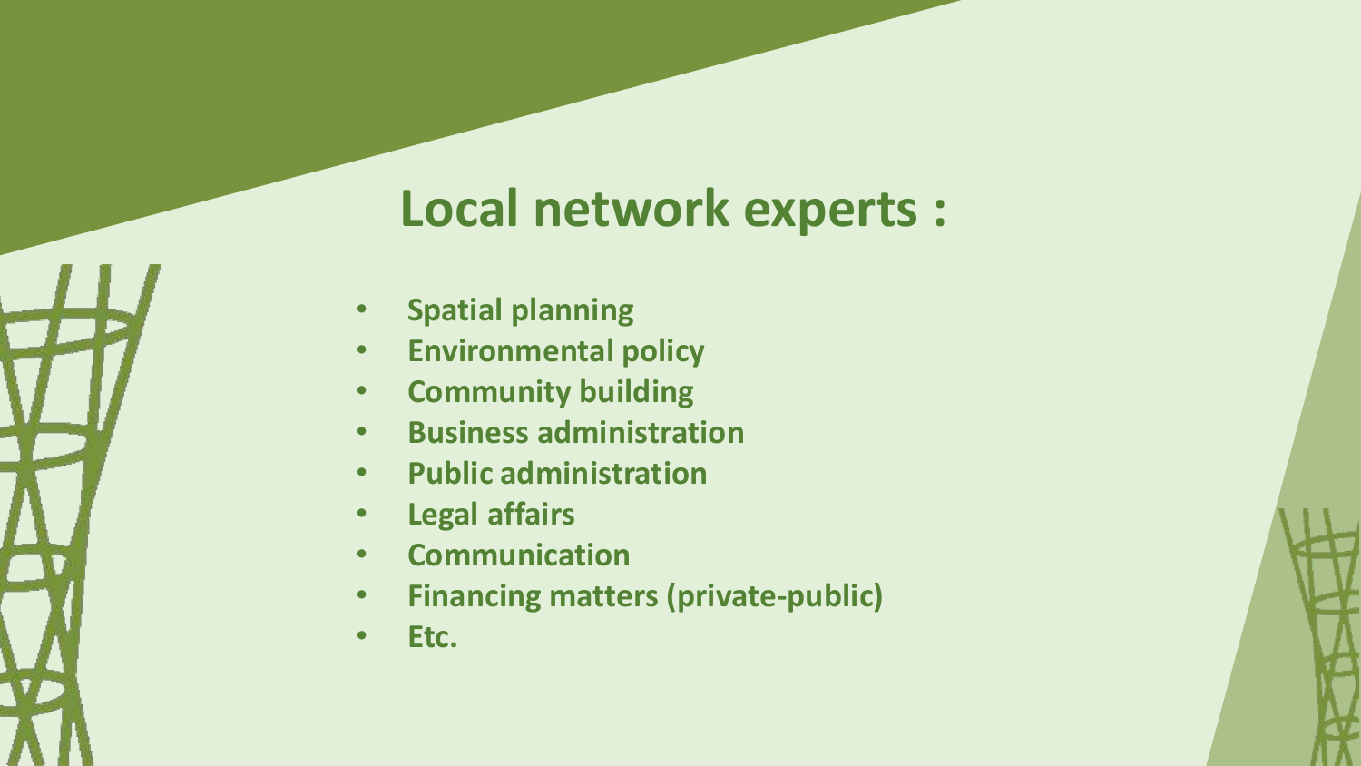# Local network experts :

- **Spatial planning**
- **Environmental policy**
- **Community building**
- **Business administration**
- **Public administration**
- **Legal affairs**
- **Communication**
- **Financing matters (private-public)**
- **Etc.**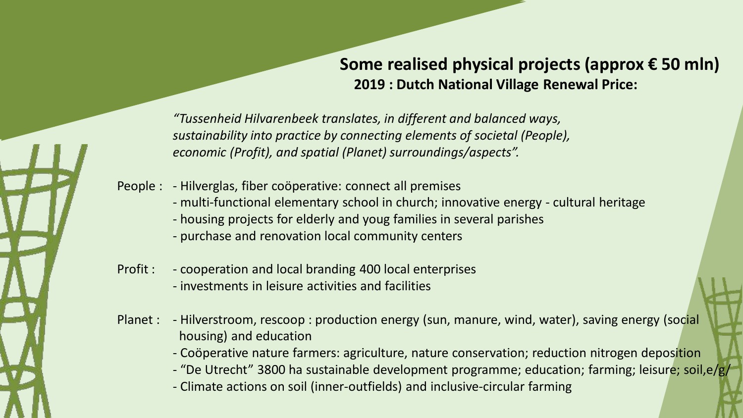## Some realised physical projects (approx € 50 mln)

### 2019 : Dutch National Village Renewal Price:

*"Tussenheid Hilvarenbeek translates, in different and balanced ways, sustainability into practice by connecting elements of societal (People), economic (Profit), and spatial (Planet) surroundings/aspects".*

People :
- Hilverglas, fiber coöperative: connect all premises
- multi-functional elementary school in church; innovative energy - cultural heritage
- housing projects for elderly and youg families in several parishes
- purchase and renovation local community centers

Profit :
- cooperation and local branding 400 local enterprises
- investments in leisure activities and facilities

Planet :
- Hilverstroom, rescoop : production energy (sun, manure, wind, water), saving energy (social housing) and education
- Coöperative nature farmers: agriculture, nature conservation; reduction nitrogen deposition
- "De Utrecht" 3800 ha sustainable development programme; education; farming; leisure; soil,e/g/
- Climate actions on soil (inner-outfields) and inclusive-circular farming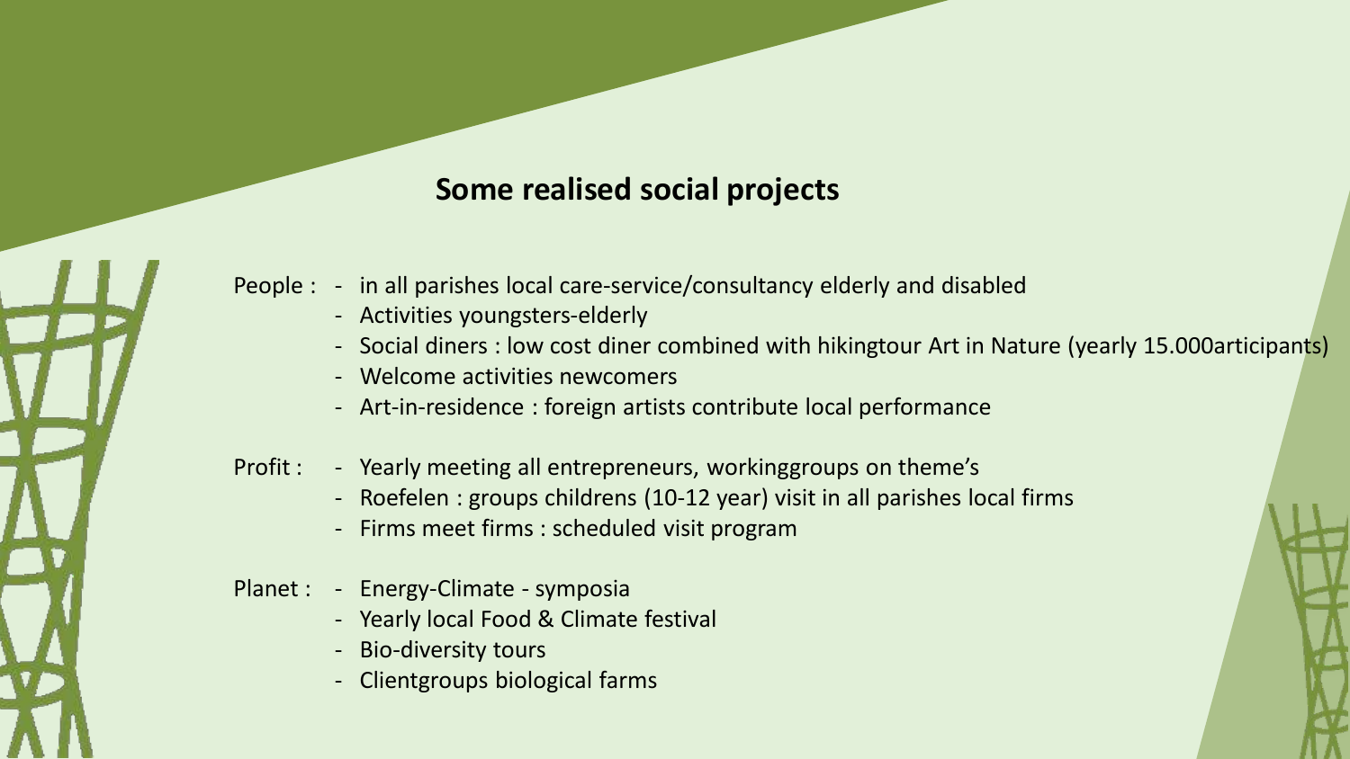## Some realised social projects

People :
- in all parishes local care-service/consultancy elderly and disabled
- Activities youngsters-elderly
- Social diners : low cost diner combined with hikingtour Art in Nature (yearly 15.000articipants)
- Welcome activities newcomers
- Art-in-residence : foreign artists contribute local performance

Profit :
- Yearly meeting all entrepreneurs, workinggroups on theme's
- Roefelen : groups childrens (10-12 year) visit in all parishes local firms
- Firms meet firms : scheduled visit program

Planet :
- Energy-Climate - symposia
- Yearly local Food & Climate festival
- Bio-diversity tours
- Clientgroups biological farms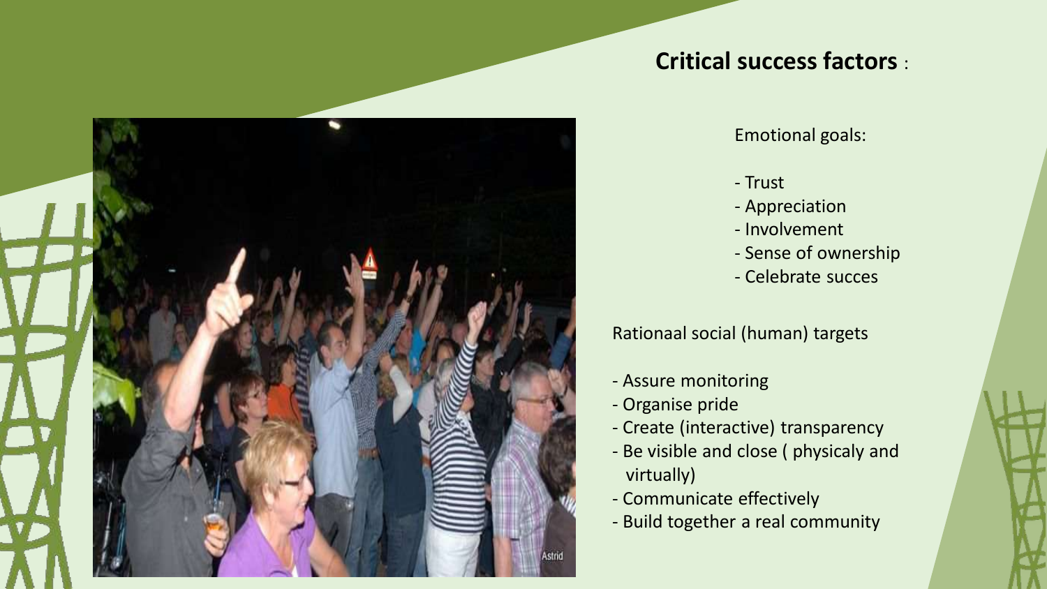## **Critical success factors** :

Emotional goals:

- Trust
- Appreciation
- Involvement
- Sense of ownership
- Celebrate succes

Rationaal social (human) targets

- Assure monitoring
- Organise pride
- Create (interactive) transparency
- Be visible and close ( physicaly and virtually)
- Communicate effectively
- Build together a real community